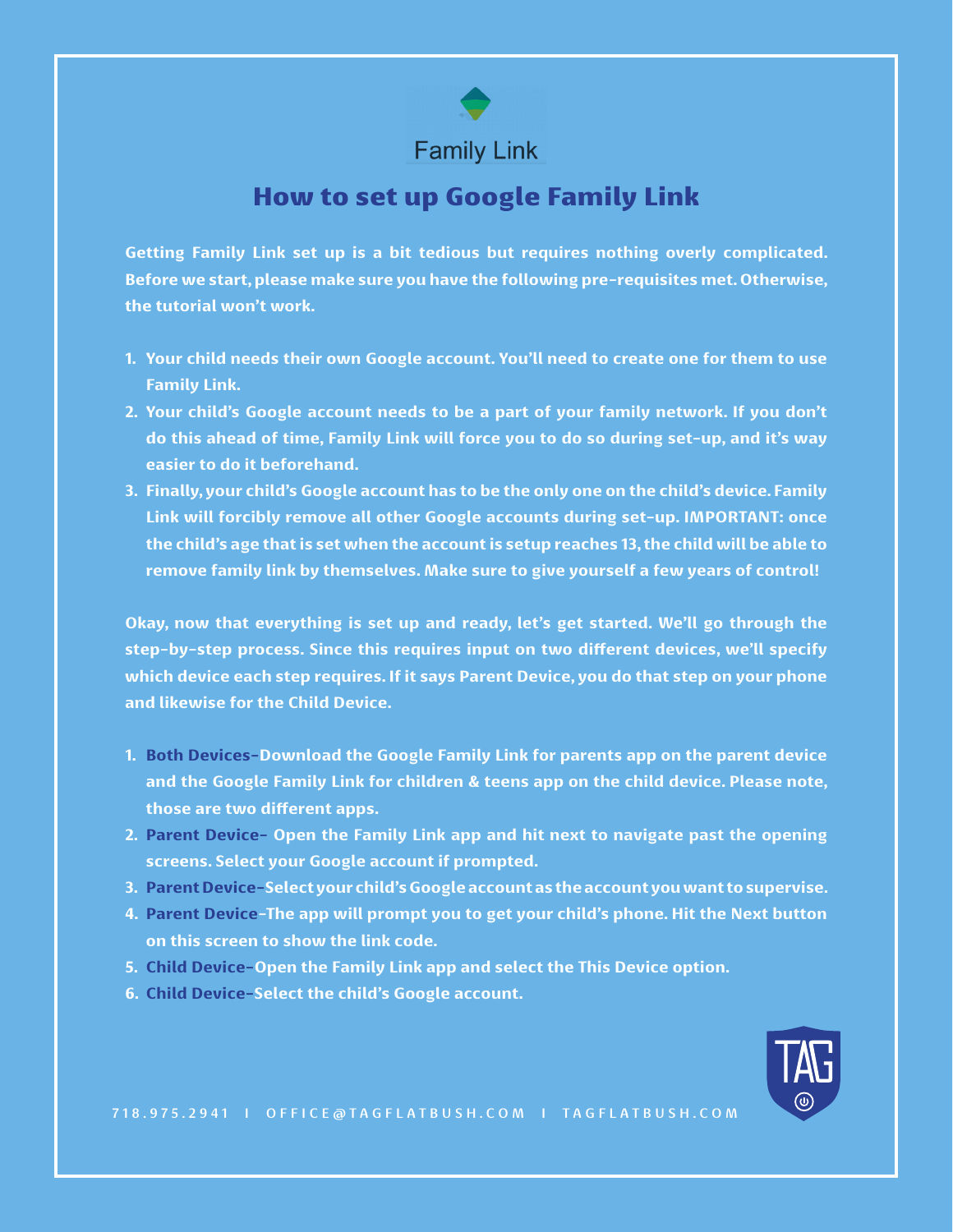Family Link

# How to set up Google Family Link

**Getting Family Link set up is a bit tedious but requires nothing overly complicated. Before we start, please make sure you have the following pre-requisites met. Otherwise, the tutorial won't work.**

1. **Your child needs their own Google account. You'll need to create one for them to use Family Link.**
2. **Your child's Google account needs to be a part of your family network. If you don't do this ahead of time, Family Link will force you to do so during set-up, and it's way easier to do it beforehand.**
3. **Finally, your child's Google account has to be the only one on the child's device. Family Link will forcibly remove all other Google accounts during set-up. IMPORTANT: once the child's age that is set when the account is setup reaches 13, the child will be able to remove family link by themselves. Make sure to give yourself a few years of control!**

**Okay, now that everything is set up and ready, let's get started. We'll go through the step-by-step process. Since this requires input on two different devices, we'll specify which device each step requires. If it says Parent Device, you do that step on your phone and likewise for the Child Device.**

1. **Both Devices–Download the Google Family Link for parents app on the parent device and the Google Family Link for children & teens app on the child device. Please note, those are two different apps.**
2. **Parent Device– Open the Family Link app and hit next to navigate past the opening screens. Select your Google account if prompted.**
3. **Parent Device–Select your child's Google account as the account you want to supervise.**
4. **Parent Device–The app will prompt you to get your child's phone. Hit the Next button on this screen to show the link code.**
5. **Child Device–Open the Family Link app and select the This Device option.**
6. **Child Device–Select the child's Google account.**

718.975.2941 I OFFICE@TAGFLATBUSH.COM I TAGFLATBUSH.COM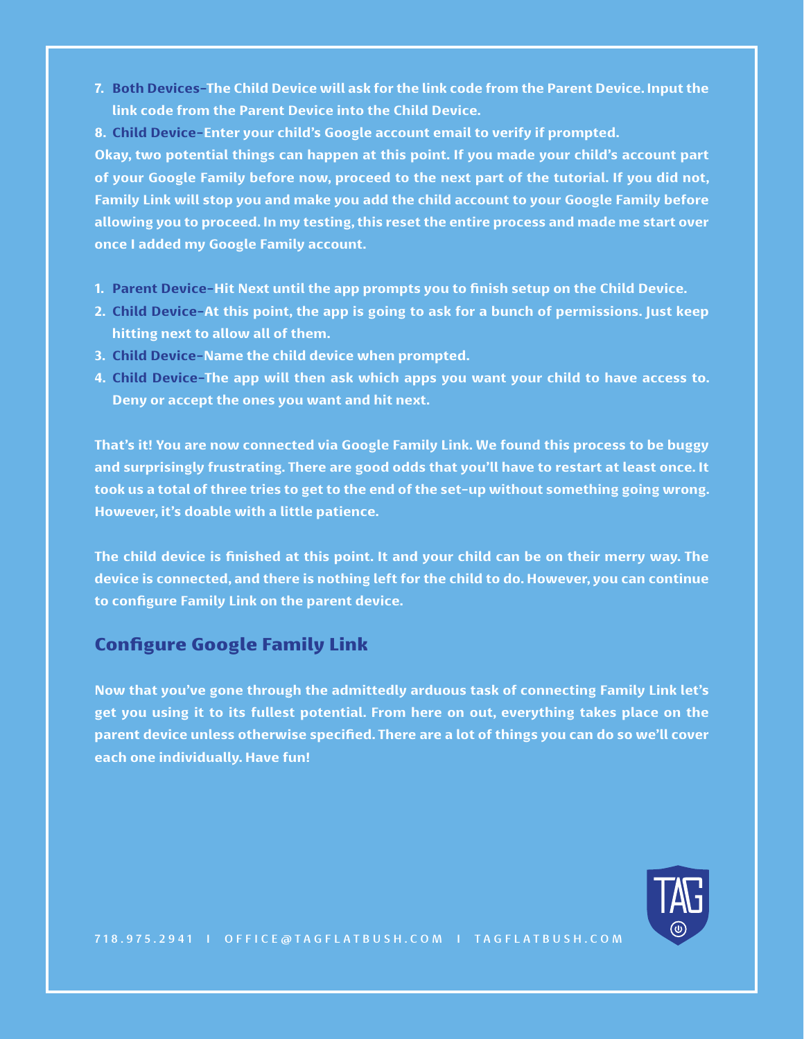7. **Both Devices**–The Child Device will ask for the link code from the Parent Device. Input the link code from the Parent Device into the Child Device.
8. **Child Device**–Enter your child's Google account email to verify if prompted.

Okay, two potential things can happen at this point. If you made your child's account part of your Google Family before now, proceed to the next part of the tutorial. If you did not, Family Link will stop you and make you add the child account to your Google Family before allowing you to proceed. In my testing, this reset the entire process and made me start over once I added my Google Family account.

1. **Parent Device**–Hit Next until the app prompts you to finish setup on the Child Device.
2. **Child Device**–At this point, the app is going to ask for a bunch of permissions. Just keep hitting next to allow all of them.
3. **Child Device**–Name the child device when prompted.
4. **Child Device**–The app will then ask which apps you want your child to have access to. Deny or accept the ones you want and hit next.

That's it! You are now connected via Google Family Link. We found this process to be buggy and surprisingly frustrating. There are good odds that you'll have to restart at least once. It took us a total of three tries to get to the end of the set-up without something going wrong. However, it's doable with a little patience.

The child device is finished at this point. It and your child can be on their merry way. The device is connected, and there is nothing left for the child to do. However, you can continue to configure Family Link on the parent device.

## Configure Google Family Link

Now that you've gone through the admittedly arduous task of connecting Family Link let's get you using it to its fullest potential. From here on out, everything takes place on the parent device unless otherwise specified. There are a lot of things you can do so we'll cover each one individually. Have fun!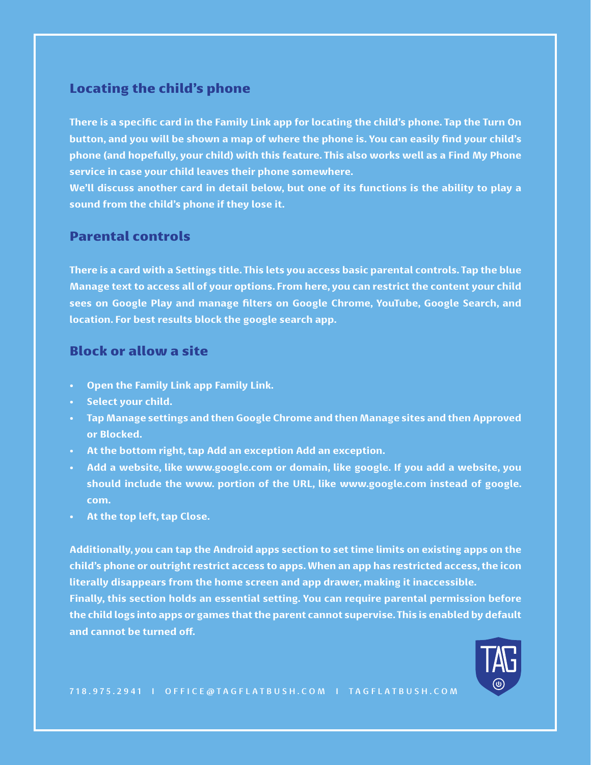## Locating the child's phone

There is a specific card in the Family Link app for locating the child's phone. Tap the Turn On button, and you will be shown a map of where the phone is. You can easily find your child's phone (and hopefully, your child) with this feature. This also works well as a Find My Phone service in case your child leaves their phone somewhere.

We'll discuss another card in detail below, but one of its functions is the ability to play a sound from the child's phone if they lose it.

## Parental controls

There is a card with a Settings title. This lets you access basic parental controls. Tap the blue Manage text to access all of your options. From here, you can restrict the content your child sees on Google Play and manage filters on Google Chrome, YouTube, Google Search, and location. For best results block the google search app.

## Block or allow a site

- Open the Family Link app Family Link.
- Select your child.
- Tap Manage settings and then Google Chrome and then Manage sites and then Approved or Blocked.
- At the bottom right, tap Add an exception Add an exception.
- Add a website, like www.google.com or domain, like google. If you add a website, you should include the www. portion of the URL, like www.google.com instead of google.com.
- At the top left, tap Close.

Additionally, you can tap the Android apps section to set time limits on existing apps on the child's phone or outright restrict access to apps. When an app has restricted access, the icon literally disappears from the home screen and app drawer, making it inaccessible.

Finally, this section holds an essential setting. You can require parental permission before the child logs into apps or games that the parent cannot supervise. This is enabled by default and cannot be turned off.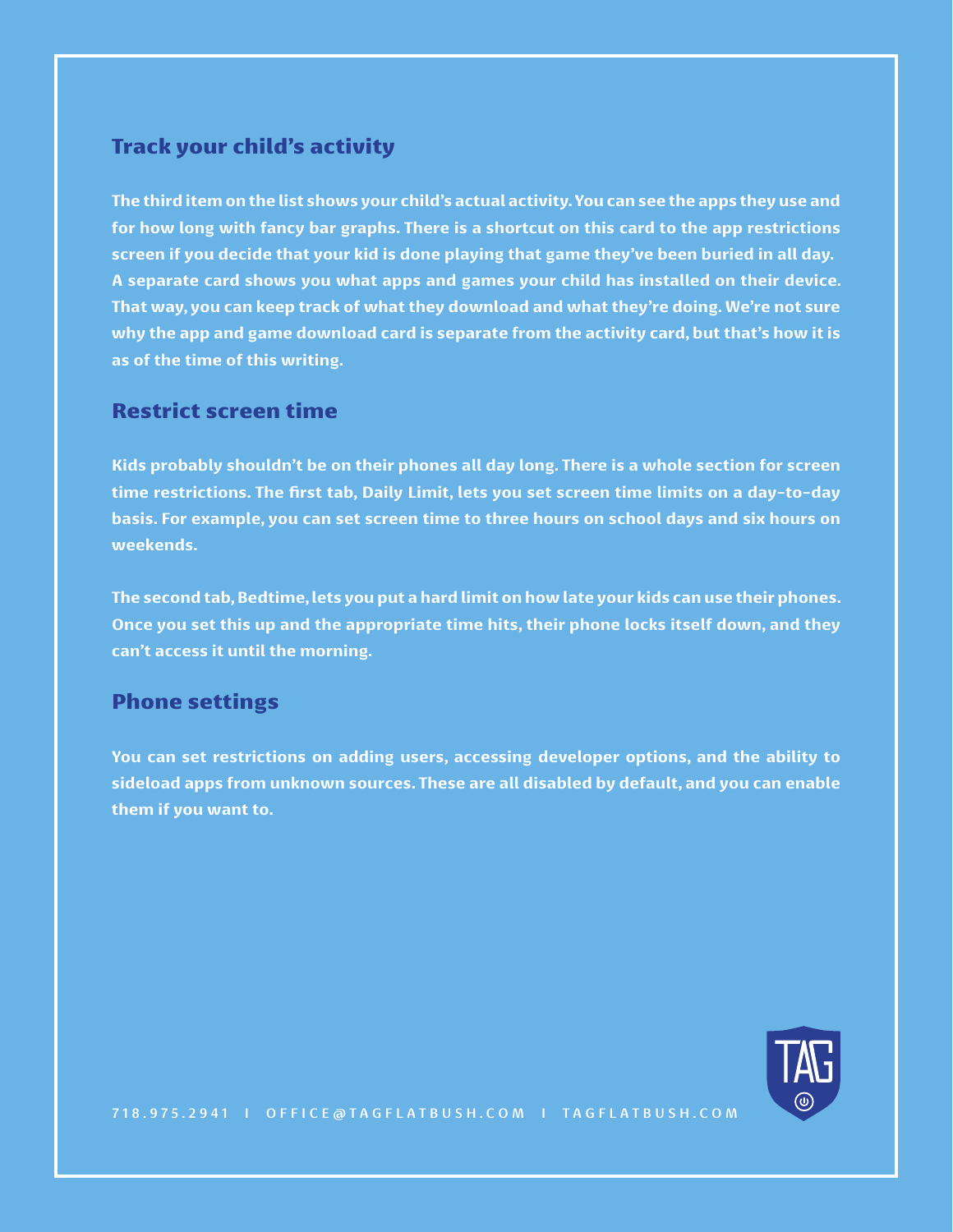## Track your child's activity

The third item on the list shows your child's actual activity. You can see the apps they use and for how long with fancy bar graphs. There is a shortcut on this card to the app restrictions screen if you decide that your kid is done playing that game they've been buried in all day. A separate card shows you what apps and games your child has installed on their device. That way, you can keep track of what they download and what they're doing. We're not sure why the app and game download card is separate from the activity card, but that's how it is as of the time of this writing.

## Restrict screen time

Kids probably shouldn't be on their phones all day long. There is a whole section for screen time restrictions. The first tab, Daily Limit, lets you set screen time limits on a day-to-day basis. For example, you can set screen time to three hours on school days and six hours on weekends.

The second tab, Bedtime, lets you put a hard limit on how late your kids can use their phones. Once you set this up and the appropriate time hits, their phone locks itself down, and they can't access it until the morning.

## Phone settings

You can set restrictions on adding users, accessing developer options, and the ability to sideload apps from unknown sources. These are all disabled by default, and you can enable them if you want to.